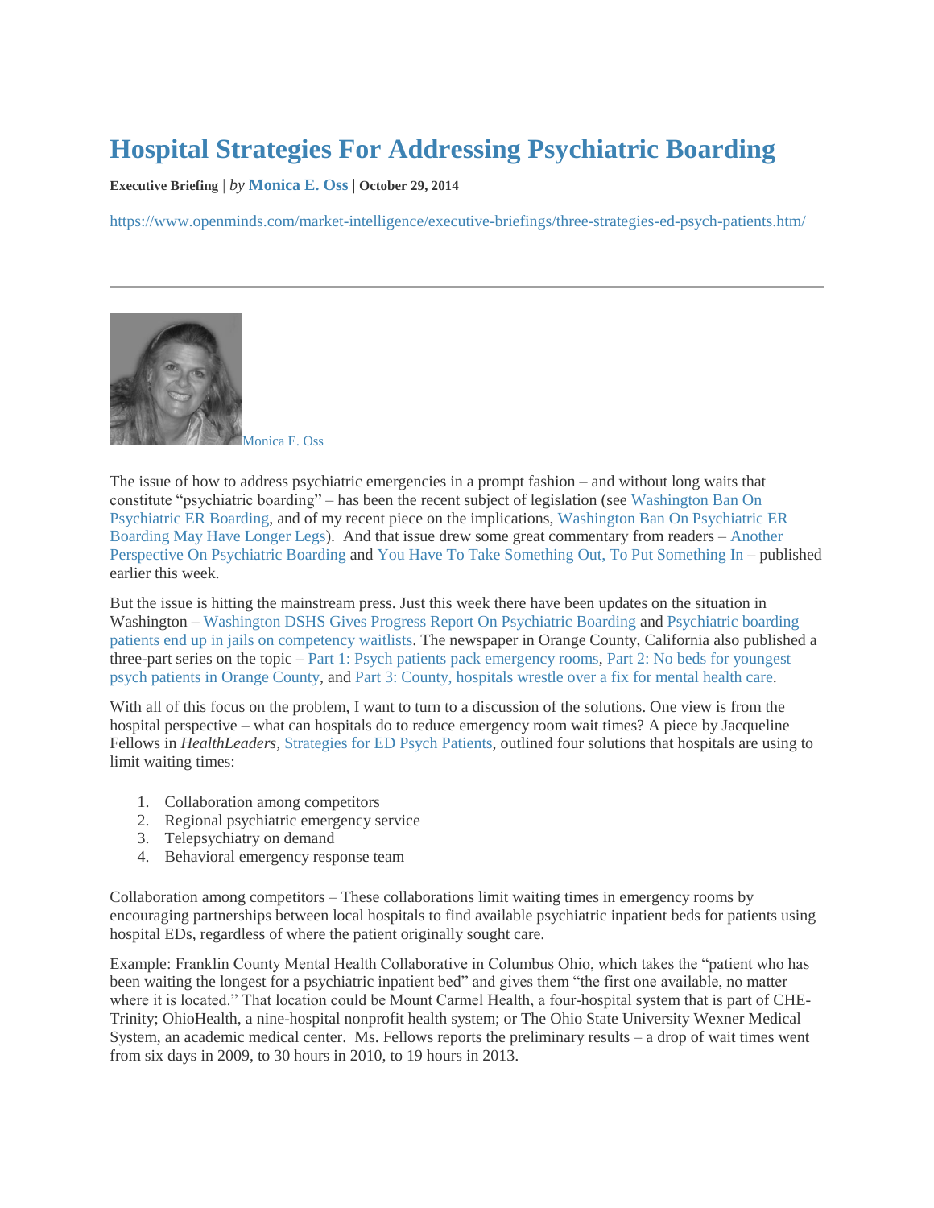# Hospital Strategies For Addressing Psychiatric Boarding

**Executive Briefing** | *by* **Monica E. Oss** | **October 29, 2014**

https://www.openminds.com/market-intelligence/executive-briefings/three-strategies-ed-psych-patients.htm/

---

Monica E. Oss

The issue of how to address psychiatric emergencies in a prompt fashion – and without long waits that constitute "psychiatric boarding" – has been the recent subject of legislation (see Washington Ban On Psychiatric ER Boarding, and of my recent piece on the implications, Washington Ban On Psychiatric ER Boarding May Have Longer Legs). And that issue drew some great commentary from readers – Another Perspective On Psychiatric Boarding and You Have To Take Something Out, To Put Something In – published earlier this week.

But the issue is hitting the mainstream press. Just this week there have been updates on the situation in Washington – Washington DSHS Gives Progress Report On Psychiatric Boarding and Psychiatric boarding patients end up in jails on competency waitlists. The newspaper in Orange County, California also published a three-part series on the topic – Part 1: Psych patients pack emergency rooms, Part 2: No beds for youngest psych patients in Orange County, and Part 3: County, hospitals wrestle over a fix for mental health care.

With all of this focus on the problem, I want to turn to a discussion of the solutions. One view is from the hospital perspective – what can hospitals do to reduce emergency room wait times? A piece by Jacqueline Fellows in *HealthLeaders*, Strategies for ED Psych Patients, outlined four solutions that hospitals are using to limit waiting times:

1. Collaboration among competitors
2. Regional psychiatric emergency service
3. Telepsychiatry on demand
4. Behavioral emergency response team

<u>Collaboration among competitors</u> – These collaborations limit waiting times in emergency rooms by encouraging partnerships between local hospitals to find available psychiatric inpatient beds for patients using hospital EDs, regardless of where the patient originally sought care.

Example: Franklin County Mental Health Collaborative in Columbus Ohio, which takes the "patient who has been waiting the longest for a psychiatric inpatient bed" and gives them "the first one available, no matter where it is located." That location could be Mount Carmel Health, a four-hospital system that is part of CHE-Trinity; OhioHealth, a nine-hospital nonprofit health system; or The Ohio State University Wexner Medical System, an academic medical center. Ms. Fellows reports the preliminary results – a drop of wait times went from six days in 2009, to 30 hours in 2010, to 19 hours in 2013.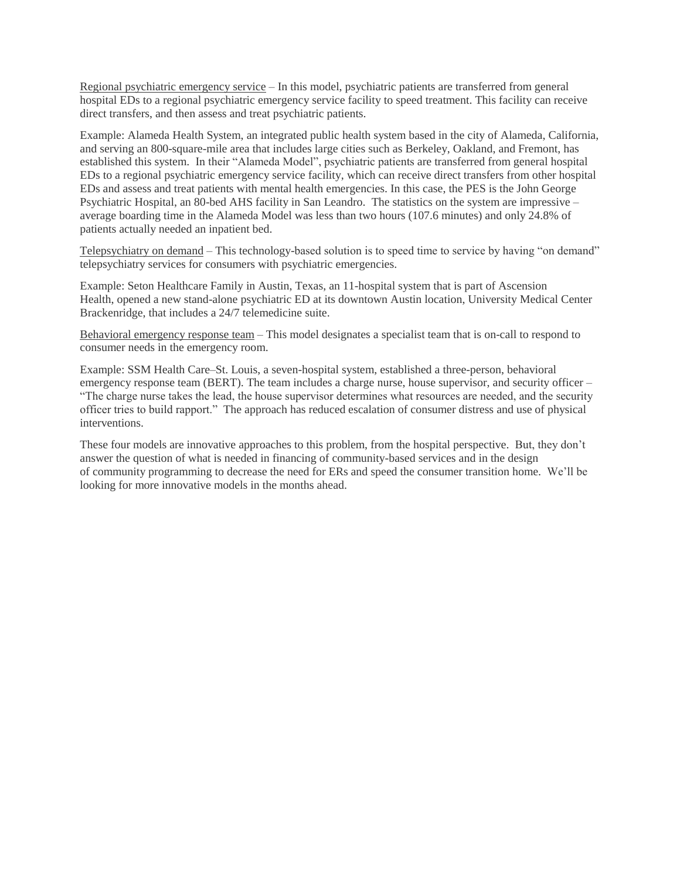Regional psychiatric emergency service – In this model, psychiatric patients are transferred from general hospital EDs to a regional psychiatric emergency service facility to speed treatment. This facility can receive direct transfers, and then assess and treat psychiatric patients.

Example: Alameda Health System, an integrated public health system based in the city of Alameda, California, and serving an 800-square-mile area that includes large cities such as Berkeley, Oakland, and Fremont, has established this system. In their "Alameda Model", psychiatric patients are transferred from general hospital EDs to a regional psychiatric emergency service facility, which can receive direct transfers from other hospital EDs and assess and treat patients with mental health emergencies. In this case, the PES is the John George Psychiatric Hospital, an 80-bed AHS facility in San Leandro. The statistics on the system are impressive – average boarding time in the Alameda Model was less than two hours (107.6 minutes) and only 24.8% of patients actually needed an inpatient bed.

Telepsychiatry on demand – This technology-based solution is to speed time to service by having "on demand" telepsychiatry services for consumers with psychiatric emergencies.

Example: Seton Healthcare Family in Austin, Texas, an 11-hospital system that is part of Ascension Health, opened a new stand-alone psychiatric ED at its downtown Austin location, University Medical Center Brackenridge, that includes a 24/7 telemedicine suite.

Behavioral emergency response team – This model designates a specialist team that is on-call to respond to consumer needs in the emergency room.

Example: SSM Health Care–St. Louis, a seven-hospital system, established a three-person, behavioral emergency response team (BERT). The team includes a charge nurse, house supervisor, and security officer – "The charge nurse takes the lead, the house supervisor determines what resources are needed, and the security officer tries to build rapport." The approach has reduced escalation of consumer distress and use of physical interventions.

These four models are innovative approaches to this problem, from the hospital perspective. But, they don't answer the question of what is needed in financing of community-based services and in the design of community programming to decrease the need for ERs and speed the consumer transition home. We'll be looking for more innovative models in the months ahead.